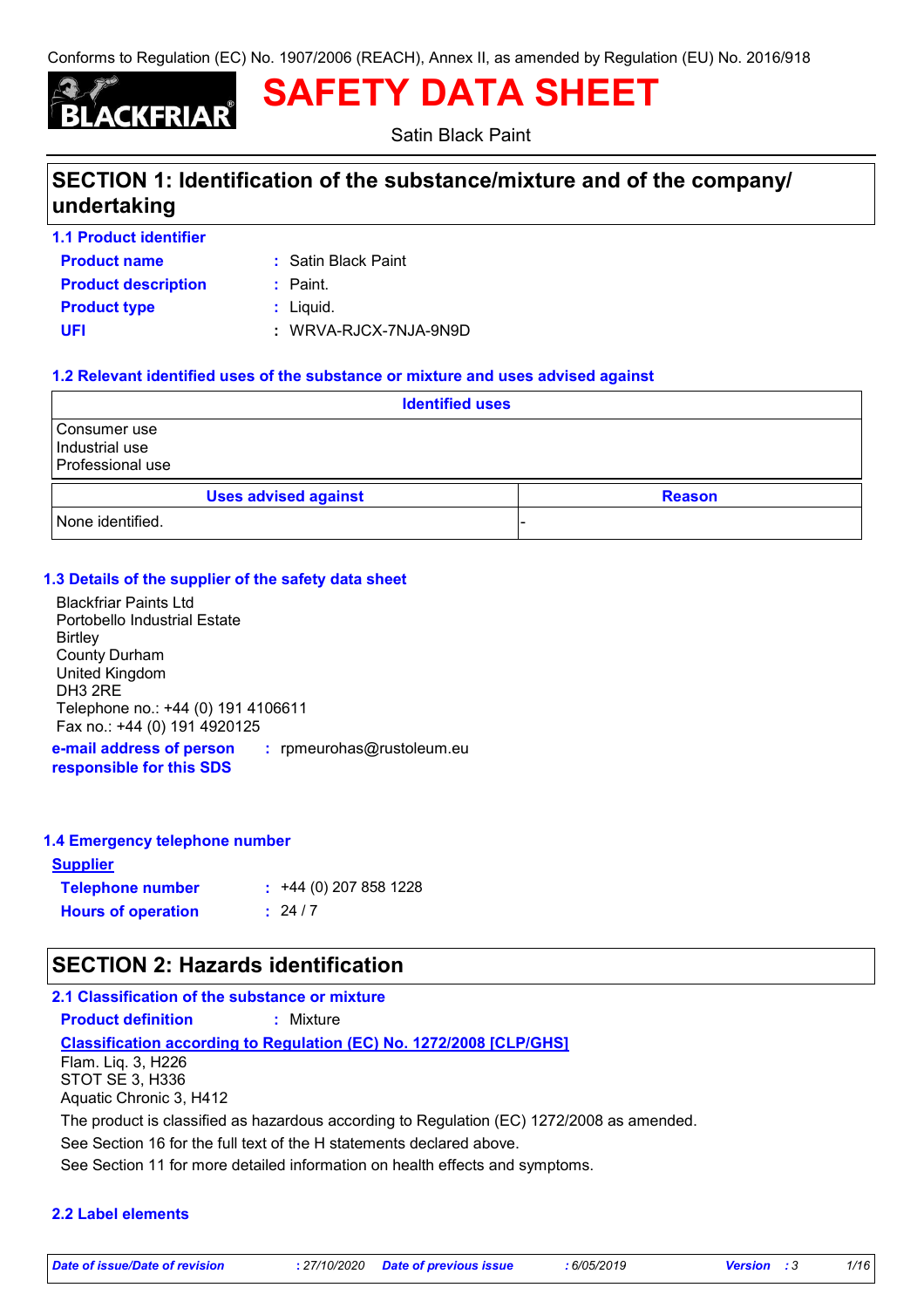Conforms to Regulation (EC) No. 1907/2006 (REACH), Annex II, as amended by Regulation (EU) No. 2016/918

BLACKFRIAR®

# SAFETY DATA SHEET

Satin Black Paint

## SECTION 1: Identification of the substance/mixture and of the company/undertaking

### 1.1 Product identifier

**Product name** : Satin Black Paint

**Product description** : Paint.

**Product type** : Liquid.

**UFI** : WRVA-RJCX-7NJA-9N9D

### 1.2 Relevant identified uses of the substance or mixture and uses advised against

| Identified uses |
| --- |
| Consumer use<br>Industrial use<br>Professional use |

| Uses advised against | Reason |
| --- | --- |
| None identified. | - |

### 1.3 Details of the supplier of the safety data sheet

Blackfriar Paints Ltd
Portobello Industrial Estate
Birtley
County Durham
United Kingdom
DH3 2RE
Telephone no.: +44 (0) 191 4106611
Fax no.: +44 (0) 191 4920125

**e-mail address of person responsible for this SDS** : rpmeurohas@rustoleum.eu

### 1.4 Emergency telephone number

**Supplier**

**Telephone number** : +44 (0) 207 858 1228

**Hours of operation** : 24 / 7

## SECTION 2: Hazards identification

### 2.1 Classification of the substance or mixture

**Product definition** : Mixture

**Classification according to Regulation (EC) No. 1272/2008 [CLP/GHS]**

Flam. Liq. 3, H226
STOT SE 3, H336
Aquatic Chronic 3, H412

The product is classified as hazardous according to Regulation (EC) 1272/2008 as amended.

See Section 16 for the full text of the H statements declared above.

See Section 11 for more detailed information on health effects and symptoms.

### 2.2 Label elements

*Date of issue/Date of revision* : 27/10/2020 *Date of previous issue* : 6/05/2019 *Version* : 3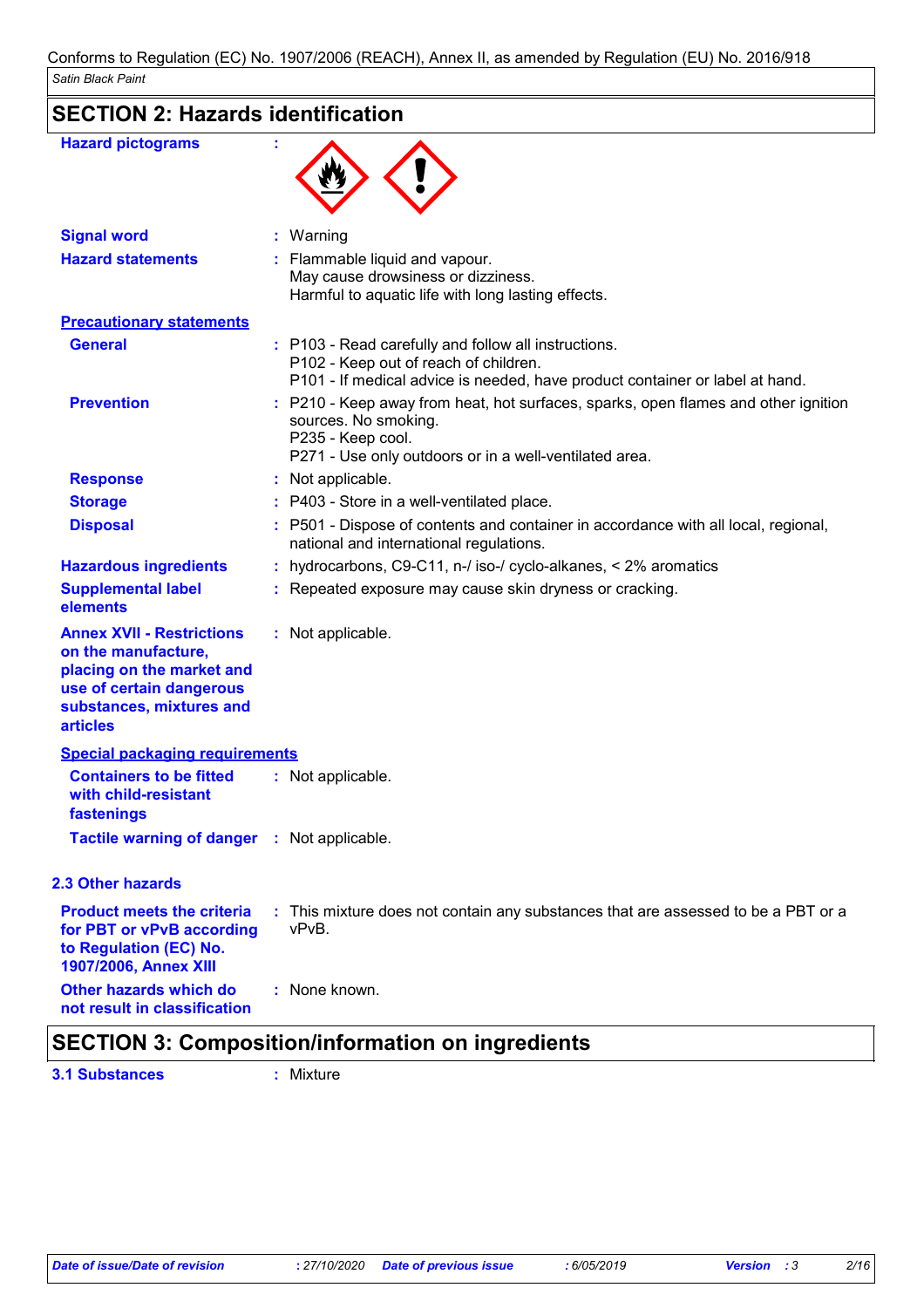## SECTION 2: Hazards identification

**Hazard pictograms** :

**Signal word** : Warning

**Hazard statements** : Flammable liquid and vapour.
May cause drowsiness or dizziness.
Harmful to aquatic life with long lasting effects.

**Precautionary statements**

**General** : P103 - Read carefully and follow all instructions.
P102 - Keep out of reach of children.
P101 - If medical advice is needed, have product container or label at hand.

**Prevention** : P210 - Keep away from heat, hot surfaces, sparks, open flames and other ignition sources. No smoking.
P235 - Keep cool.
P271 - Use only outdoors or in a well-ventilated area.

**Response** : Not applicable.

**Storage** : P403 - Store in a well-ventilated place.

**Disposal** : P501 - Dispose of contents and container in accordance with all local, regional, national and international regulations.

**Hazardous ingredients** : hydrocarbons, C9-C11, n-/ iso-/ cyclo-alkanes, < 2% aromatics

**Supplemental label elements** : Repeated exposure may cause skin dryness or cracking.

**Annex XVII - Restrictions on the manufacture, placing on the market and use of certain dangerous substances, mixtures and articles** : Not applicable.

**Special packaging requirements**

**Containers to be fitted with child-resistant fastenings** : Not applicable.

**Tactile warning of danger** : Not applicable.

### 2.3 Other hazards

**Product meets the criteria for PBT or vPvB according to Regulation (EC) No. 1907/2006, Annex XIII** : This mixture does not contain any substances that are assessed to be a PBT or a vPvB.

**Other hazards which do not result in classification** : None known.

## SECTION 3: Composition/information on ingredients

**3.1 Substances** : Mixture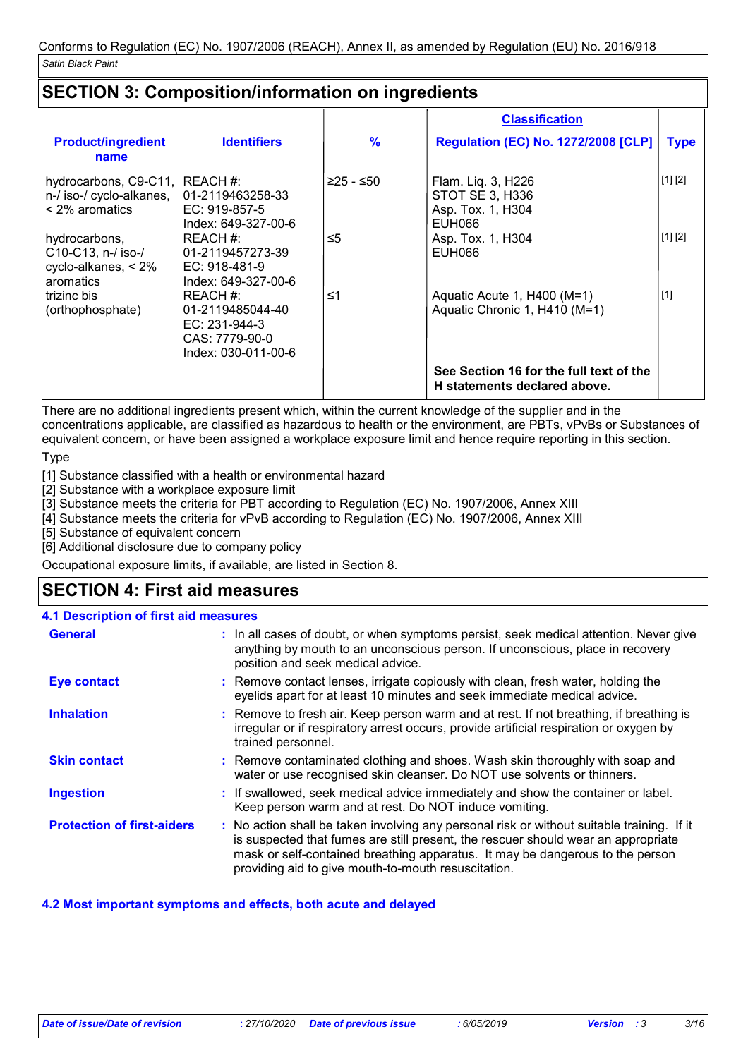Conforms to Regulation (EC) No. 1907/2006 (REACH), Annex II, as amended by Regulation (EU) No. 2016/918

*Satin Black Paint*

## SECTION 3: Composition/information on ingredients

| Product/ingredient name | Identifiers | % | Classification<br>Regulation (EC) No. 1272/2008 [CLP] | Type |
|---|---|---|---|---|
| hydrocarbons, C9-C11, n-/ iso-/ cyclo-alkanes, < 2% aromatics | REACH #: 01-2119463258-33<br>EC: 919-857-5<br>Index: 649-327-00-6 | ≥25 - ≤50 | Flam. Liq. 3, H226<br>STOT SE 3, H336<br>Asp. Tox. 1, H304<br>EUH066 | [1] [2] |
| hydrocarbons, C10-C13, n-/ iso-/ cyclo-alkanes, < 2% aromatics | REACH #: 01-2119457273-39<br>EC: 918-481-9<br>Index: 649-327-00-6 | ≤5 | Asp. Tox. 1, H304<br>EUH066 | [1] [2] |
| trizinc bis (orthophosphate) | REACH #: 01-2119485044-40<br>EC: 231-944-3<br>CAS: 7779-90-0<br>Index: 030-011-00-6 | ≤1 | Aquatic Acute 1, H400 (M=1)<br>Aquatic Chronic 1, H410 (M=1) | [1] |
| | | | **See Section 16 for the full text of the H statements declared above.** | |

There are no additional ingredients present which, within the current knowledge of the supplier and in the concentrations applicable, are classified as hazardous to health or the environment, are PBTs, vPvBs or Substances of equivalent concern, or have been assigned a workplace exposure limit and hence require reporting in this section.

Type

[1] Substance classified with a health or environmental hazard
[2] Substance with a workplace exposure limit
[3] Substance meets the criteria for PBT according to Regulation (EC) No. 1907/2006, Annex XIII
[4] Substance meets the criteria for vPvB according to Regulation (EC) No. 1907/2006, Annex XIII
[5] Substance of equivalent concern
[6] Additional disclosure due to company policy

Occupational exposure limits, if available, are listed in Section 8.

## SECTION 4: First aid measures

### 4.1 Description of first aid measures

**General** : In all cases of doubt, or when symptoms persist, seek medical attention. Never give anything by mouth to an unconscious person. If unconscious, place in recovery position and seek medical advice.

**Eye contact** : Remove contact lenses, irrigate copiously with clean, fresh water, holding the eyelids apart for at least 10 minutes and seek immediate medical advice.

**Inhalation** : Remove to fresh air. Keep person warm and at rest. If not breathing, if breathing is irregular or if respiratory arrest occurs, provide artificial respiration or oxygen by trained personnel.

**Skin contact** : Remove contaminated clothing and shoes. Wash skin thoroughly with soap and water or use recognised skin cleanser. Do NOT use solvents or thinners.

**Ingestion** : If swallowed, seek medical advice immediately and show the container or label. Keep person warm and at rest. Do NOT induce vomiting.

**Protection of first-aiders** : No action shall be taken involving any personal risk or without suitable training. If it is suspected that fumes are still present, the rescuer should wear an appropriate mask or self-contained breathing apparatus. It may be dangerous to the person providing aid to give mouth-to-mouth resuscitation.

### 4.2 Most important symptoms and effects, both acute and delayed

*Date of issue/Date of revision* : 27/10/2020 *Date of previous issue* : 6/05/2019 *Version* : 3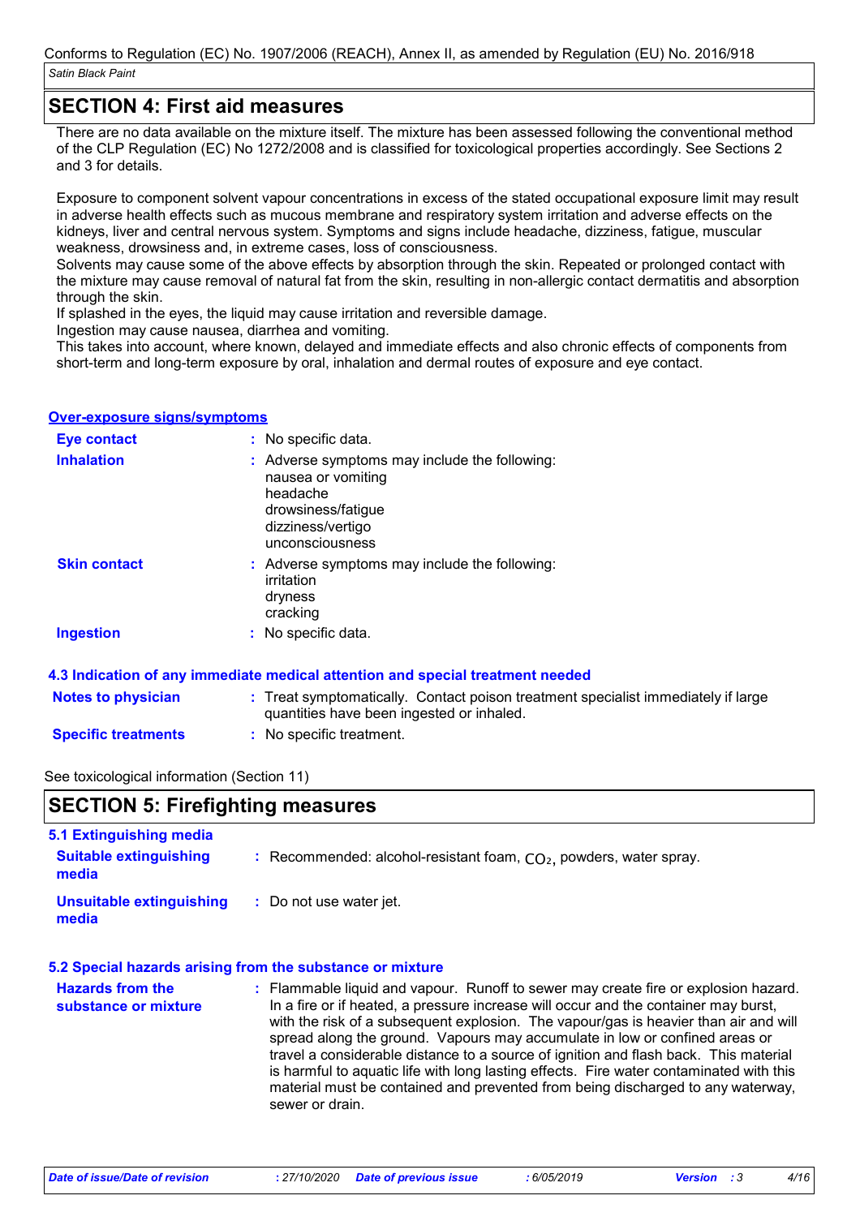## SECTION 4: First aid measures

There are no data available on the mixture itself. The mixture has been assessed following the conventional method of the CLP Regulation (EC) No 1272/2008 and is classified for toxicological properties accordingly. See Sections 2 and 3 for details.

Exposure to component solvent vapour concentrations in excess of the stated occupational exposure limit may result in adverse health effects such as mucous membrane and respiratory system irritation and adverse effects on the kidneys, liver and central nervous system. Symptoms and signs include headache, dizziness, fatigue, muscular weakness, drowsiness and, in extreme cases, loss of consciousness.
Solvents may cause some of the above effects by absorption through the skin. Repeated or prolonged contact with the mixture may cause removal of natural fat from the skin, resulting in non-allergic contact dermatitis and absorption through the skin.
If splashed in the eyes, the liquid may cause irritation and reversible damage.
Ingestion may cause nausea, diarrhea and vomiting.
This takes into account, where known, delayed and immediate effects and also chronic effects of components from short-term and long-term exposure by oral, inhalation and dermal routes of exposure and eye contact.

### Over-exposure signs/symptoms

**Eye contact** : No specific data.

**Inhalation** : Adverse symptoms may include the following:
nausea or vomiting
headache
drowsiness/fatigue
dizziness/vertigo
unconsciousness

**Skin contact** : Adverse symptoms may include the following:
irritation
dryness
cracking

**Ingestion** : No specific data.

### 4.3 Indication of any immediate medical attention and special treatment needed

**Notes to physician** : Treat symptomatically. Contact poison treatment specialist immediately if large quantities have been ingested or inhaled.

**Specific treatments** : No specific treatment.

See toxicological information (Section 11)

## SECTION 5: Firefighting measures

### 5.1 Extinguishing media

**Suitable extinguishing media** : Recommended: alcohol-resistant foam, $CO_2$, powders, water spray.

**Unsuitable extinguishing media** : Do not use water jet.

### 5.2 Special hazards arising from the substance or mixture

**Hazards from the substance or mixture** : Flammable liquid and vapour. Runoff to sewer may create fire or explosion hazard. In a fire or if heated, a pressure increase will occur and the container may burst, with the risk of a subsequent explosion. The vapour/gas is heavier than air and will spread along the ground. Vapours may accumulate in low or confined areas or travel a considerable distance to a source of ignition and flash back. This material is harmful to aquatic life with long lasting effects. Fire water contaminated with this material must be contained and prevented from being discharged to any waterway, sewer or drain.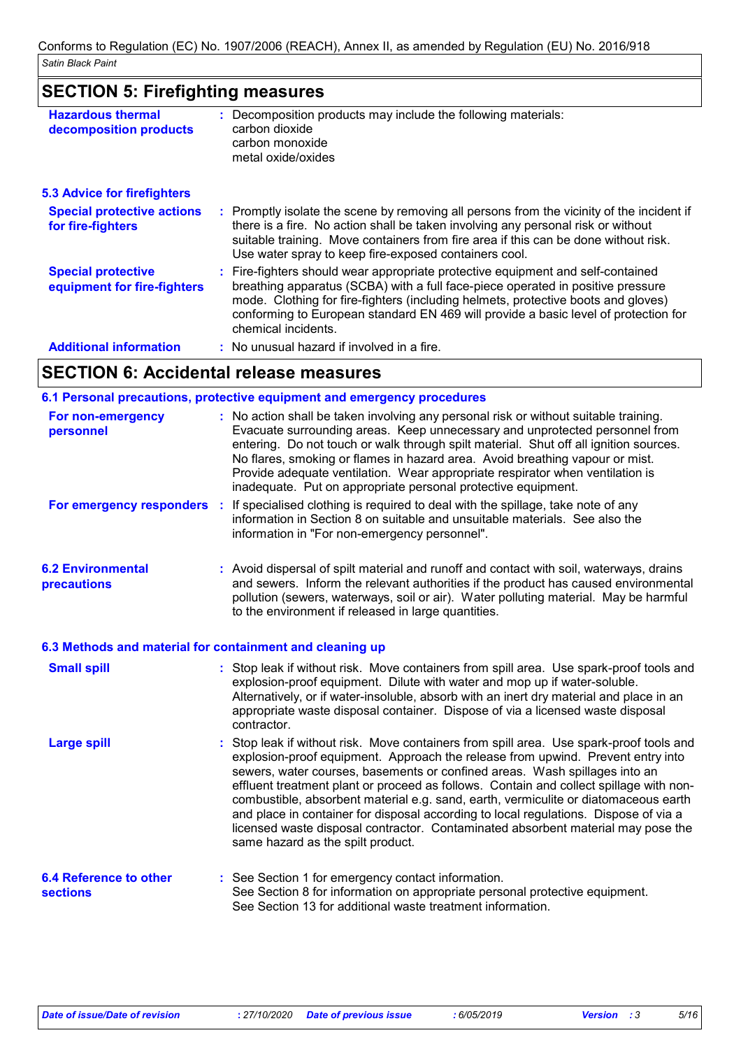## SECTION 5: Firefighting measures

**Hazardous thermal decomposition products** : Decomposition products may include the following materials:
carbon dioxide
carbon monoxide
metal oxide/oxides

### 5.3 Advice for firefighters

**Special protective actions for fire-fighters** : Promptly isolate the scene by removing all persons from the vicinity of the incident if there is a fire. No action shall be taken involving any personal risk or without suitable training. Move containers from fire area if this can be done without risk. Use water spray to keep fire-exposed containers cool.

**Special protective equipment for fire-fighters** : Fire-fighters should wear appropriate protective equipment and self-contained breathing apparatus (SCBA) with a full face-piece operated in positive pressure mode. Clothing for fire-fighters (including helmets, protective boots and gloves) conforming to European standard EN 469 will provide a basic level of protection for chemical incidents.

**Additional information** : No unusual hazard if involved in a fire.

## SECTION 6: Accidental release measures

### 6.1 Personal precautions, protective equipment and emergency procedures

**For non-emergency personnel** : No action shall be taken involving any personal risk or without suitable training. Evacuate surrounding areas. Keep unnecessary and unprotected personnel from entering. Do not touch or walk through spilt material. Shut off all ignition sources. No flares, smoking or flames in hazard area. Avoid breathing vapour or mist. Provide adequate ventilation. Wear appropriate respirator when ventilation is inadequate. Put on appropriate personal protective equipment.

**For emergency responders** : If specialised clothing is required to deal with the spillage, take note of any information in Section 8 on suitable and unsuitable materials. See also the information in "For non-emergency personnel".

### 6.2 Environmental precautions

: Avoid dispersal of spilt material and runoff and contact with soil, waterways, drains and sewers. Inform the relevant authorities if the product has caused environmental pollution (sewers, waterways, soil or air). Water polluting material. May be harmful to the environment if released in large quantities.

### 6.3 Methods and material for containment and cleaning up

**Small spill** : Stop leak if without risk. Move containers from spill area. Use spark-proof tools and explosion-proof equipment. Dilute with water and mop up if water-soluble. Alternatively, or if water-insoluble, absorb with an inert dry material and place in an appropriate waste disposal container. Dispose of via a licensed waste disposal contractor.

**Large spill** : Stop leak if without risk. Move containers from spill area. Use spark-proof tools and explosion-proof equipment. Approach the release from upwind. Prevent entry into sewers, water courses, basements or confined areas. Wash spillages into an effluent treatment plant or proceed as follows. Contain and collect spillage with non-combustible, absorbent material e.g. sand, earth, vermiculite or diatomaceous earth and place in container for disposal according to local regulations. Dispose of via a licensed waste disposal contractor. Contaminated absorbent material may pose the same hazard as the spilt product.

### 6.4 Reference to other sections

: See Section 1 for emergency contact information.
See Section 8 for information on appropriate personal protective equipment.
See Section 13 for additional waste treatment information.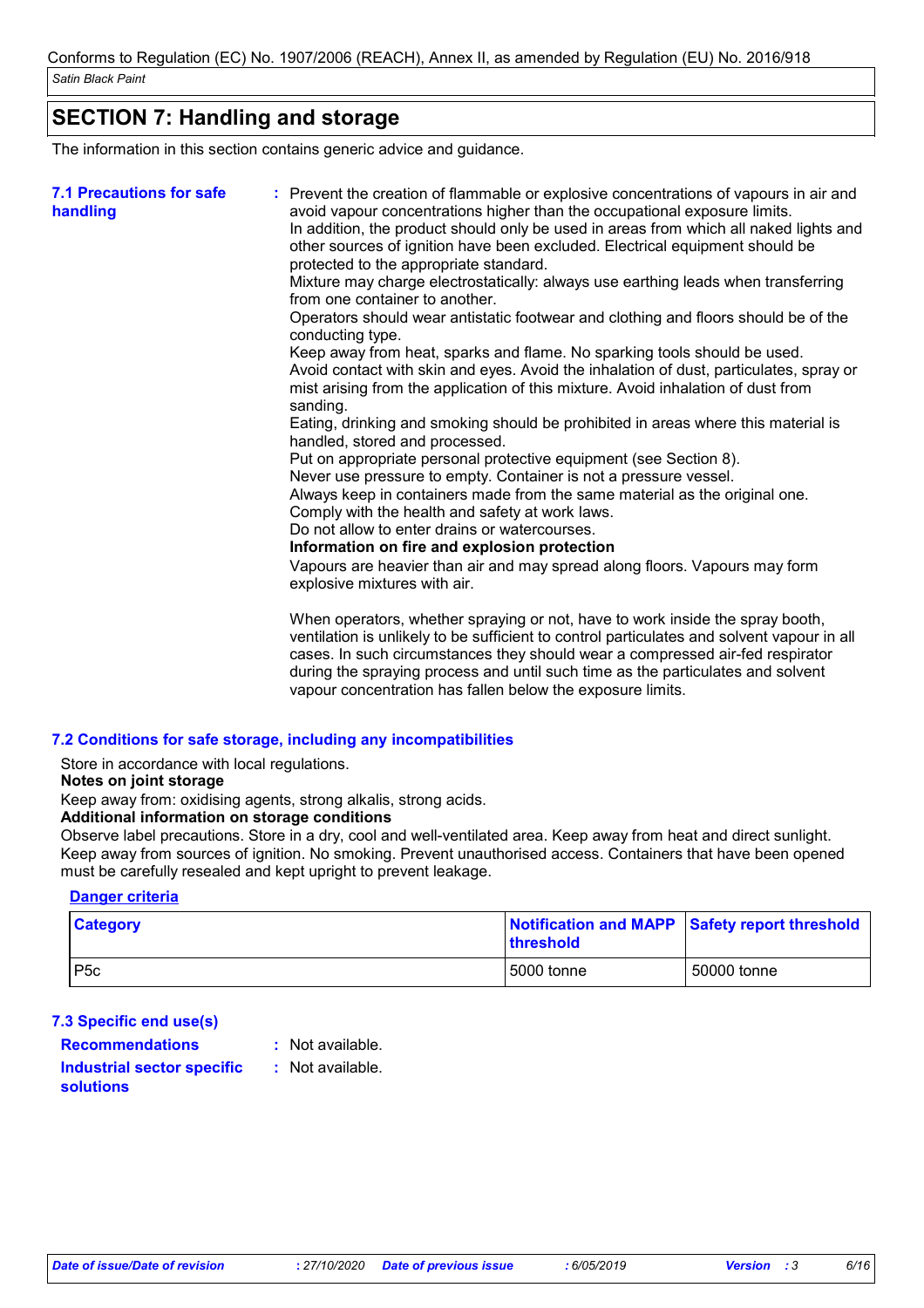## SECTION 7: Handling and storage

The information in this section contains generic advice and guidance.

**7.1 Precautions for safe handling**

: Prevent the creation of flammable or explosive concentrations of vapours in air and avoid vapour concentrations higher than the occupational exposure limits.
In addition, the product should only be used in areas from which all naked lights and other sources of ignition have been excluded. Electrical equipment should be protected to the appropriate standard.
Mixture may charge electrostatically: always use earthing leads when transferring from one container to another.
Operators should wear antistatic footwear and clothing and floors should be of the conducting type.
Keep away from heat, sparks and flame. No sparking tools should be used.
Avoid contact with skin and eyes. Avoid the inhalation of dust, particulates, spray or mist arising from the application of this mixture. Avoid inhalation of dust from sanding.
Eating, drinking and smoking should be prohibited in areas where this material is handled, stored and processed.
Put on appropriate personal protective equipment (see Section 8).
Never use pressure to empty. Container is not a pressure vessel.
Always keep in containers made from the same material as the original one.
Comply with the health and safety at work laws.
Do not allow to enter drains or watercourses.

**Information on fire and explosion protection**

Vapours are heavier than air and may spread along floors. Vapours may form explosive mixtures with air.

When operators, whether spraying or not, have to work inside the spray booth, ventilation is unlikely to be sufficient to control particulates and solvent vapour in all cases. In such circumstances they should wear a compressed air-fed respirator during the spraying process and until such time as the particulates and solvent vapour concentration has fallen below the exposure limits.

**7.2 Conditions for safe storage, including any incompatibilities**

Store in accordance with local regulations.

**Notes on joint storage**

Keep away from: oxidising agents, strong alkalis, strong acids.

**Additional information on storage conditions**

Observe label precautions. Store in a dry, cool and well-ventilated area. Keep away from heat and direct sunlight. Keep away from sources of ignition. No smoking. Prevent unauthorised access. Containers that have been opened must be carefully resealed and kept upright to prevent leakage.

**Danger criteria**

| Category | Notification and MAPP threshold | Safety report threshold |
|---|---|---|
| P5c | 5000 tonne | 50000 tonne |

**7.3 Specific end use(s)**

**Recommendations** : Not available.

**Industrial sector specific solutions** : Not available.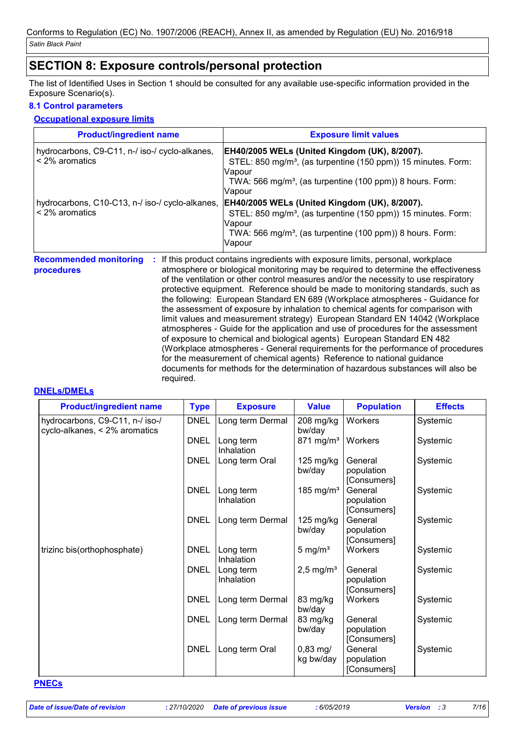Conforms to Regulation (EC) No. 1907/2006 (REACH), Annex II, as amended by Regulation (EU) No. 2016/918

*Satin Black Paint*

## SECTION 8: Exposure controls/personal protection

The list of Identified Uses in Section 1 should be consulted for any available use-specific information provided in the Exposure Scenario(s).

### 8.1 Control parameters

**Occupational exposure limits**

| Product/ingredient name | Exposure limit values |
|---|---|
| hydrocarbons, C9-C11, n-/ iso-/ cyclo-alkanes, < 2% aromatics | **EH40/2005 WELs (United Kingdom (UK), 8/2007).**<br>STEL: 850 mg/m³, (as turpentine (150 ppm)) 15 minutes. Form: Vapour<br>TWA: 566 mg/m³, (as turpentine (100 ppm)) 8 hours. Form: Vapour |
| hydrocarbons, C10-C13, n-/ iso-/ cyclo-alkanes, < 2% aromatics | **EH40/2005 WELs (United Kingdom (UK), 8/2007).**<br>STEL: 850 mg/m³, (as turpentine (150 ppm)) 15 minutes. Form: Vapour<br>TWA: 566 mg/m³, (as turpentine (100 ppm)) 8 hours. Form: Vapour |

**Recommended monitoring procedures** : If this product contains ingredients with exposure limits, personal, workplace atmosphere or biological monitoring may be required to determine the effectiveness of the ventilation or other control measures and/or the necessity to use respiratory protective equipment. Reference should be made to monitoring standards, such as the following: European Standard EN 689 (Workplace atmospheres - Guidance for the assessment of exposure by inhalation to chemical agents for comparison with limit values and measurement strategy) European Standard EN 14042 (Workplace atmospheres - Guide for the application and use of procedures for the assessment of exposure to chemical and biological agents) European Standard EN 482 (Workplace atmospheres - General requirements for the performance of procedures for the measurement of chemical agents) Reference to national guidance documents for methods for the determination of hazardous substances will also be required.

**DNELs/DMELs**

| Product/ingredient name | Type | Exposure | Value | Population | Effects |
|---|---|---|---|---|---|
| hydrocarbons, C9-C11, n-/ iso-/ cyclo-alkanes, < 2% aromatics | DNEL | Long term Dermal | 208 mg/kg bw/day | Workers | Systemic |
| | DNEL | Long term Inhalation | 871 mg/m³ | Workers | Systemic |
| | DNEL | Long term Oral | 125 mg/kg bw/day | General population [Consumers] | Systemic |
| | DNEL | Long term Inhalation | 185 mg/m³ | General population [Consumers] | Systemic |
| | DNEL | Long term Dermal | 125 mg/kg bw/day | General population [Consumers] | Systemic |
| trizinc bis(orthophosphate) | DNEL | Long term Inhalation | 5 mg/m³ | Workers | Systemic |
| | DNEL | Long term Inhalation | 2,5 mg/m³ | General population [Consumers] | Systemic |
| | DNEL | Long term Dermal | 83 mg/kg bw/day | Workers | Systemic |
| | DNEL | Long term Dermal | 83 mg/kg bw/day | General population [Consumers] | Systemic |
| | DNEL | Long term Oral | 0,83 mg/kg bw/day | General population [Consumers] | Systemic |

**PNECs**

*Date of issue/Date of revision* : 27/10/2020 *Date of previous issue* : 6/05/2019 *Version* : 3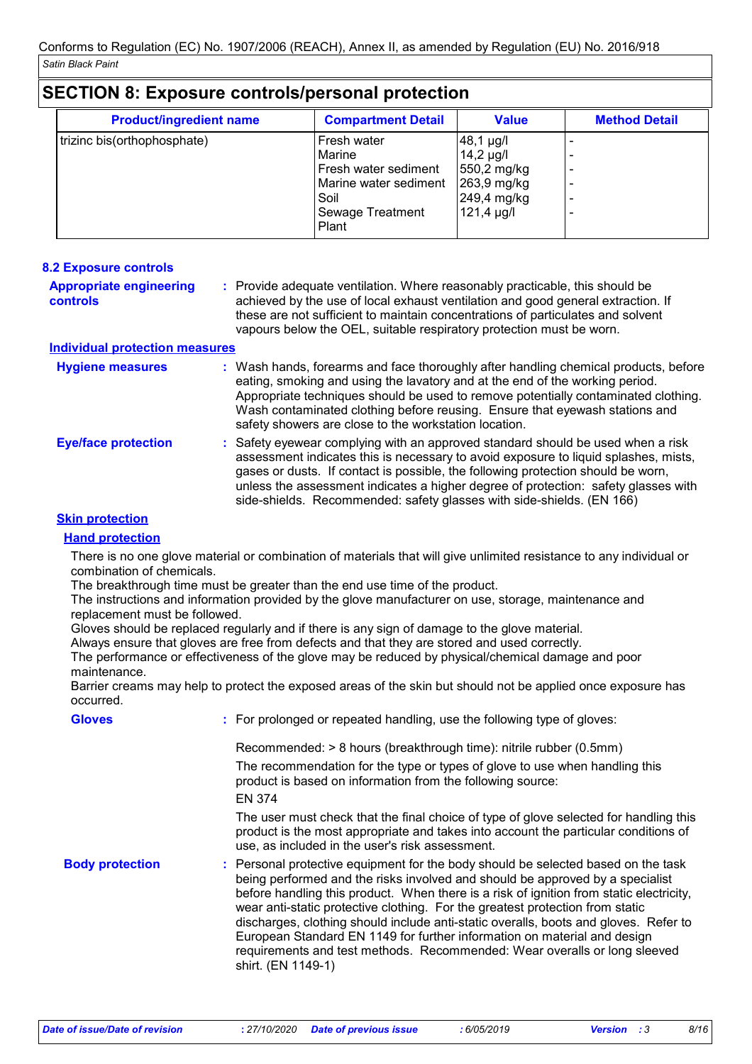## SECTION 8: Exposure controls/personal protection

| Product/ingredient name | Compartment Detail | Value | Method Detail |
| --- | --- | --- | --- |
| trizinc bis(orthophosphate) | Fresh water | 48,1 µg/l | - |
| | Marine | 14,2 µg/l | - |
| | Fresh water sediment | 550,2 mg/kg | - |
| | Marine water sediment | 263,9 mg/kg | - |
| | Soil | 249,4 mg/kg | - |
| | Sewage Treatment Plant | 121,4 µg/l | - |

### 8.2 Exposure controls

**Appropriate engineering controls** : Provide adequate ventilation. Where reasonably practicable, this should be achieved by the use of local exhaust ventilation and good general extraction. If these are not sufficient to maintain concentrations of particulates and solvent vapours below the OEL, suitable respiratory protection must be worn.

**Individual protection measures**

**Hygiene measures** : Wash hands, forearms and face thoroughly after handling chemical products, before eating, smoking and using the lavatory and at the end of the working period. Appropriate techniques should be used to remove potentially contaminated clothing. Wash contaminated clothing before reusing. Ensure that eyewash stations and safety showers are close to the workstation location.

**Eye/face protection** : Safety eyewear complying with an approved standard should be used when a risk assessment indicates this is necessary to avoid exposure to liquid splashes, mists, gases or dusts. If contact is possible, the following protection should be worn, unless the assessment indicates a higher degree of protection: safety glasses with side-shields. Recommended: safety glasses with side-shields. (EN 166)

**Skin protection**

**Hand protection**

There is no one glove material or combination of materials that will give unlimited resistance to any individual or combination of chemicals.
The breakthrough time must be greater than the end use time of the product.
The instructions and information provided by the glove manufacturer on use, storage, maintenance and replacement must be followed.
Gloves should be replaced regularly and if there is any sign of damage to the glove material.
Always ensure that gloves are free from defects and that they are stored and used correctly.
The performance or effectiveness of the glove may be reduced by physical/chemical damage and poor maintenance.
Barrier creams may help to protect the exposed areas of the skin but should not be applied once exposure has occurred.

**Gloves** : For prolonged or repeated handling, use the following type of gloves:

Recommended: > 8 hours (breakthrough time): nitrile rubber (0.5mm)

The recommendation for the type or types of glove to use when handling this product is based on information from the following source:
EN 374

The user must check that the final choice of type of glove selected for handling this product is the most appropriate and takes into account the particular conditions of use, as included in the user's risk assessment.

**Body protection** : Personal protective equipment for the body should be selected based on the task being performed and the risks involved and should be approved by a specialist before handling this product. When there is a risk of ignition from static electricity, wear anti-static protective clothing. For the greatest protection from static discharges, clothing should include anti-static overalls, boots and gloves. Refer to European Standard EN 1149 for further information on material and design requirements and test methods. Recommended: Wear overalls or long sleeved shirt. (EN 1149-1)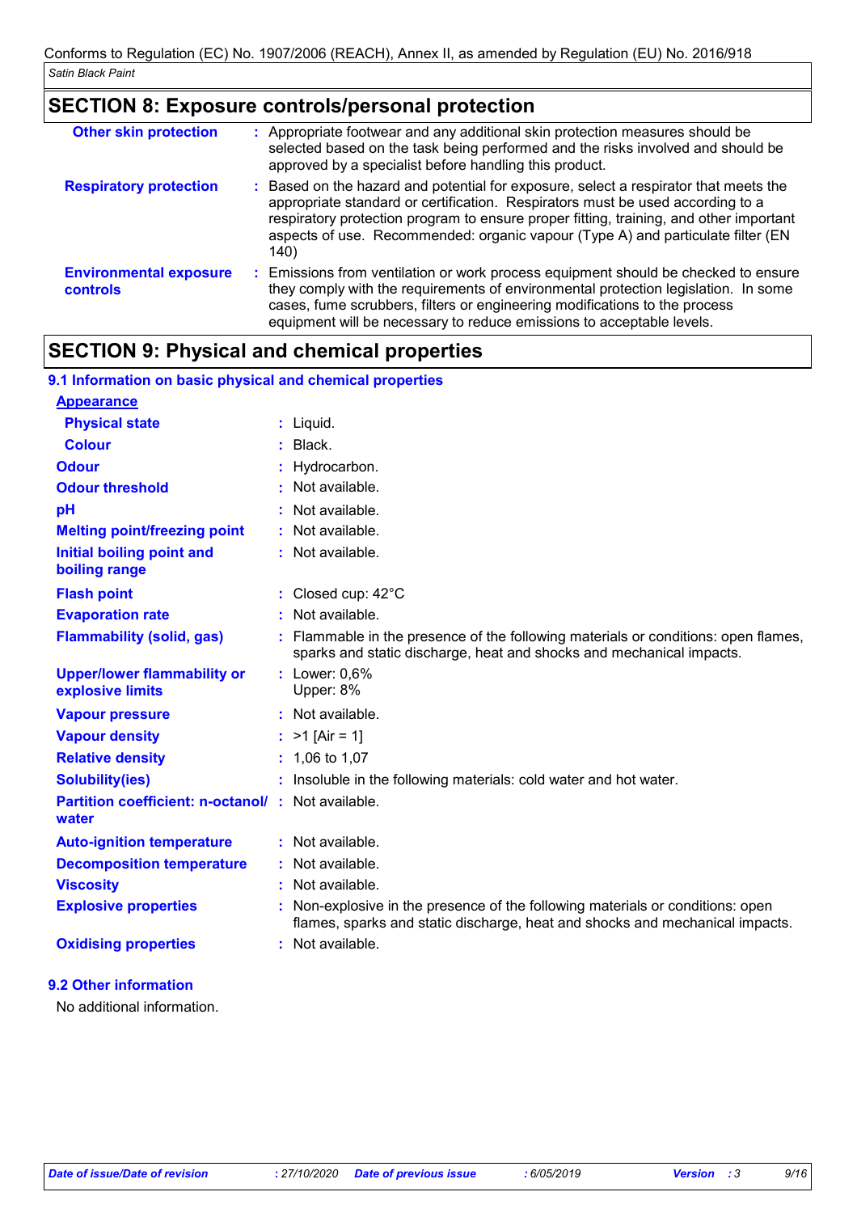## SECTION 8: Exposure controls/personal protection

| | |
|---|---|
| **Other skin protection** | : Appropriate footwear and any additional skin protection measures should be selected based on the task being performed and the risks involved and should be approved by a specialist before handling this product. |
| **Respiratory protection** | : Based on the hazard and potential for exposure, select a respirator that meets the appropriate standard or certification. Respirators must be used according to a respiratory protection program to ensure proper fitting, training, and other important aspects of use. Recommended: organic vapour (Type A) and particulate filter (EN 140) |
| **Environmental exposure controls** | : Emissions from ventilation or work process equipment should be checked to ensure they comply with the requirements of environmental protection legislation. In some cases, fume scrubbers, filters or engineering modifications to the process equipment will be necessary to reduce emissions to acceptable levels. |

## SECTION 9: Physical and chemical properties

### 9.1 Information on basic physical and chemical properties

**Appearance**

| | |
|---|---|
| **Physical state** | : Liquid. |
| **Colour** | : Black. |
| **Odour** | : Hydrocarbon. |
| **Odour threshold** | : Not available. |
| **pH** | : Not available. |
| **Melting point/freezing point** | : Not available. |
| **Initial boiling point and boiling range** | : Not available. |
| **Flash point** | : Closed cup: 42°C |
| **Evaporation rate** | : Not available. |
| **Flammability (solid, gas)** | : Flammable in the presence of the following materials or conditions: open flames, sparks and static discharge, heat and shocks and mechanical impacts. |
| **Upper/lower flammability or explosive limits** | : Lower: 0,6%<br>Upper: 8% |
| **Vapour pressure** | : Not available. |
| **Vapour density** | : >1 [Air = 1] |
| **Relative density** | : 1,06 to 1,07 |
| **Solubility(ies)** | : Insoluble in the following materials: cold water and hot water. |
| **Partition coefficient: n-octanol/ water** | : Not available. |
| **Auto-ignition temperature** | : Not available. |
| **Decomposition temperature** | : Not available. |
| **Viscosity** | : Not available. |
| **Explosive properties** | : Non-explosive in the presence of the following materials or conditions: open flames, sparks and static discharge, heat and shocks and mechanical impacts. |
| **Oxidising properties** | : Not available. |

### 9.2 Other information

No additional information.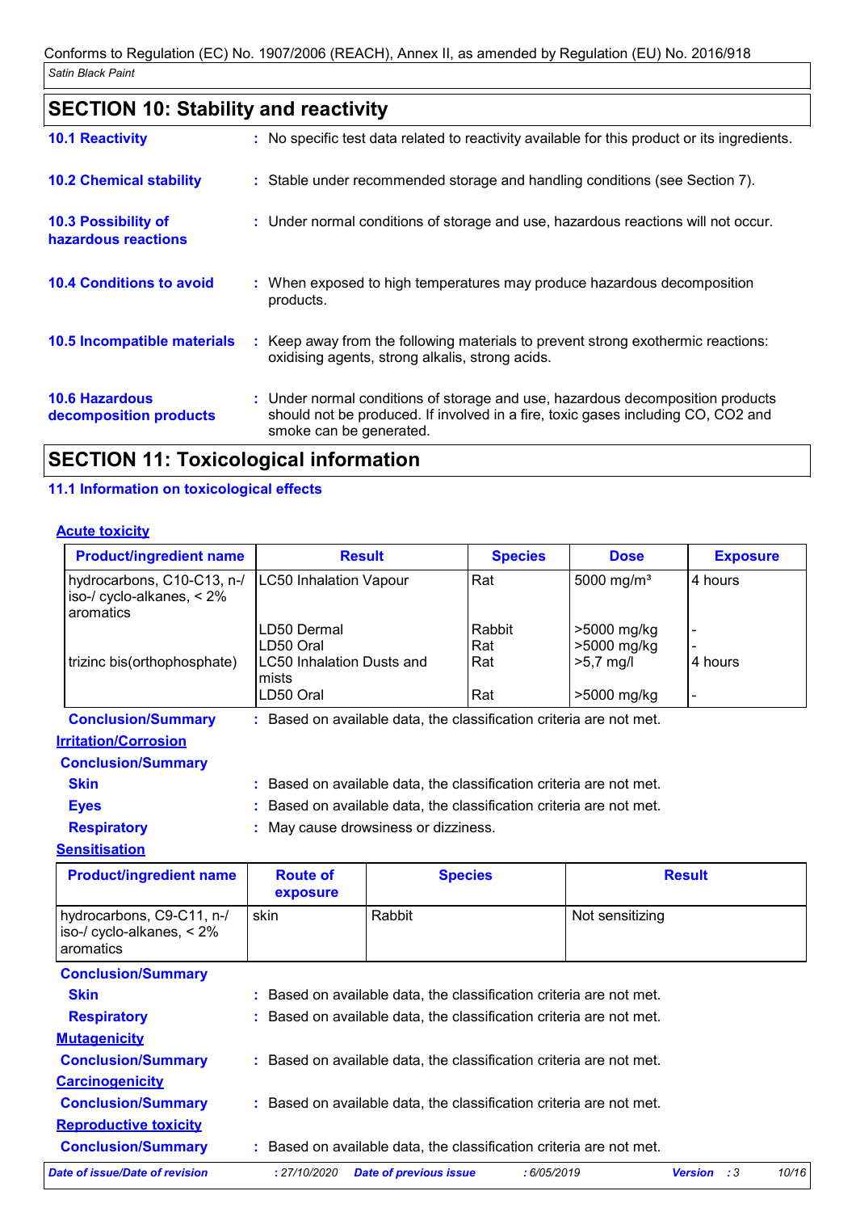Conforms to Regulation (EC) No. 1907/2006 (REACH), Annex II, as amended by Regulation (EU) No. 2016/918

*Satin Black Paint*

## SECTION 10: Stability and reactivity

**10.1 Reactivity** : No specific test data related to reactivity available for this product or its ingredients.

**10.2 Chemical stability** : Stable under recommended storage and handling conditions (see Section 7).

**10.3 Possibility of hazardous reactions** : Under normal conditions of storage and use, hazardous reactions will not occur.

**10.4 Conditions to avoid** : When exposed to high temperatures may produce hazardous decomposition products.

**10.5 Incompatible materials** : Keep away from the following materials to prevent strong exothermic reactions: oxidising agents, strong alkalis, strong acids.

**10.6 Hazardous decomposition products** : Under normal conditions of storage and use, hazardous decomposition products should not be produced. If involved in a fire, toxic gases including CO, CO2 and smoke can be generated.

## SECTION 11: Toxicological information

### 11.1 Information on toxicological effects

**Acute toxicity**

| Product/ingredient name | Result | Species | Dose | Exposure |
|---|---|---|---|---|
| hydrocarbons, C10-C13, n-/ iso-/ cyclo-alkanes, < 2% aromatics | LC50 Inhalation Vapour | Rat | 5000 mg/m³ | 4 hours |
| | LD50 Dermal | Rabbit | >5000 mg/kg | - |
| | LD50 Oral | Rat | >5000 mg/kg | - |
| trizinc bis(orthophosphate) | LC50 Inhalation Dusts and mists | Rat | >5,7 mg/l | 4 hours |
| | LD50 Oral | Rat | >5000 mg/kg | - |

**Conclusion/Summary** : Based on available data, the classification criteria are not met.

**Irritation/Corrosion**

**Conclusion/Summary**

**Skin** : Based on available data, the classification criteria are not met.

**Eyes** : Based on available data, the classification criteria are not met.

**Respiratory** : May cause drowsiness or dizziness.

**Sensitisation**

| Product/ingredient name | Route of exposure | Species | Result |
|---|---|---|---|
| hydrocarbons, C9-C11, n-/ iso-/ cyclo-alkanes, < 2% aromatics | skin | Rabbit | Not sensitizing |

**Conclusion/Summary**

**Skin** : Based on available data, the classification criteria are not met.

**Respiratory** : Based on available data, the classification criteria are not met.

**Mutagenicity**

**Conclusion/Summary** : Based on available data, the classification criteria are not met.

**Carcinogenicity**

**Conclusion/Summary** : Based on available data, the classification criteria are not met.

**Reproductive toxicity**

**Conclusion/Summary** : Based on available data, the classification criteria are not met.

*Date of issue/Date of revision* : 27/10/2020 *Date of previous issue* : 6/05/2019 *Version* : 3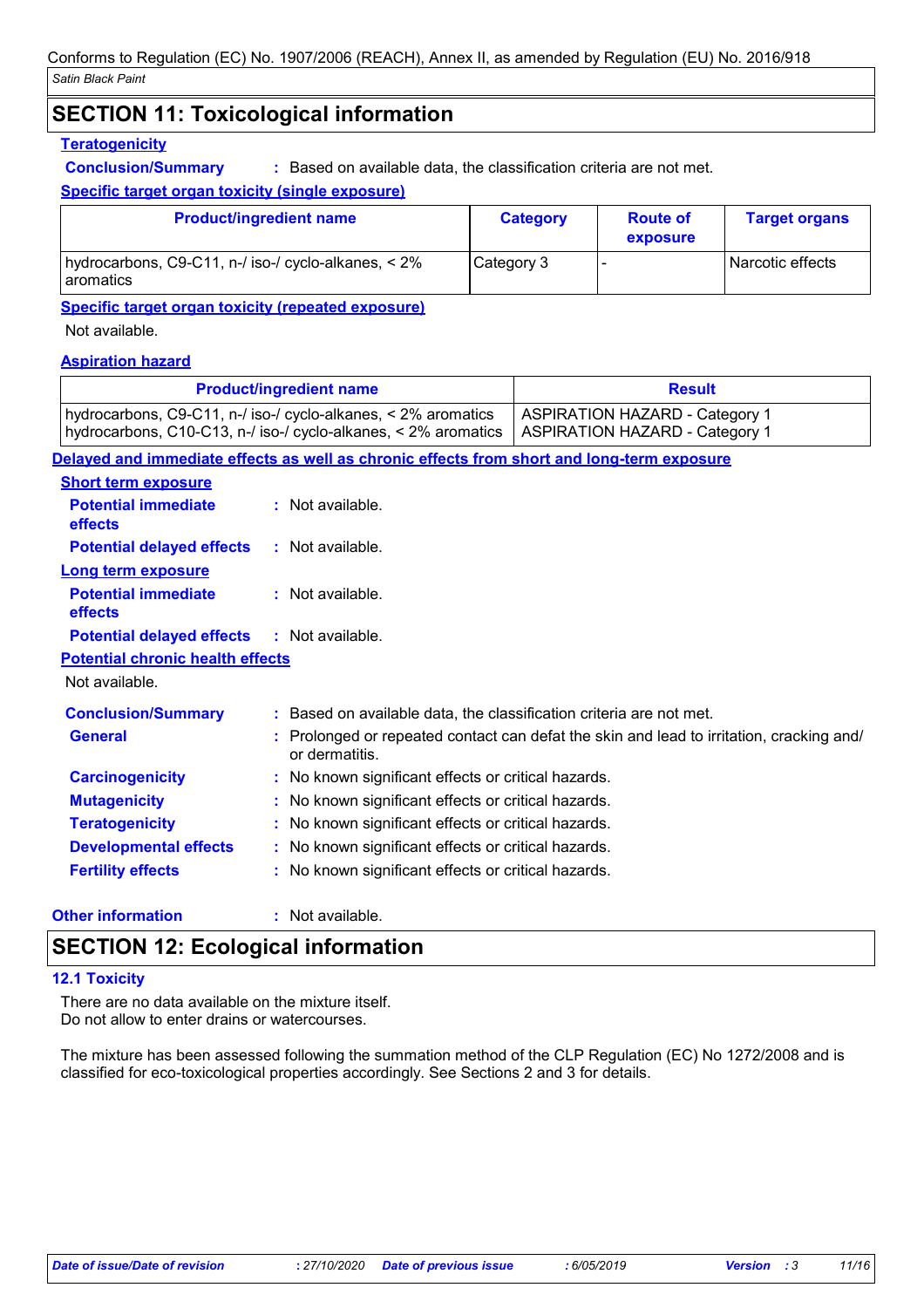## SECTION 11: Toxicological information

**Teratogenicity**

**Conclusion/Summary** : Based on available data, the classification criteria are not met.

**Specific target organ toxicity (single exposure)**

| Product/ingredient name | Category | Route of exposure | Target organs |
|---|---|---|---|
| hydrocarbons, C9-C11, n-/ iso-/ cyclo-alkanes, < 2% aromatics | Category 3 | - | Narcotic effects |

**Specific target organ toxicity (repeated exposure)**

Not available.

**Aspiration hazard**

| Product/ingredient name | Result |
|---|---|
| hydrocarbons, C9-C11, n-/ iso-/ cyclo-alkanes, < 2% aromatics<br>hydrocarbons, C10-C13, n-/ iso-/ cyclo-alkanes, < 2% aromatics | ASPIRATION HAZARD - Category 1<br>ASPIRATION HAZARD - Category 1 |

**Delayed and immediate effects as well as chronic effects from short and long-term exposure**

**Short term exposure**

**Potential immediate effects** : Not available.

**Potential delayed effects** : Not available.

**Long term exposure**

**Potential immediate effects** : Not available.

**Potential delayed effects** : Not available.

**Potential chronic health effects**

Not available.

**Conclusion/Summary** : Based on available data, the classification criteria are not met.

**General** : Prolonged or repeated contact can defat the skin and lead to irritation, cracking and/ or dermatitis.

**Carcinogenicity** : No known significant effects or critical hazards.

**Mutagenicity** : No known significant effects or critical hazards.

**Teratogenicity** : No known significant effects or critical hazards.

**Developmental effects** : No known significant effects or critical hazards.

**Fertility effects** : No known significant effects or critical hazards.

**Other information** : Not available.

## SECTION 12: Ecological information

**12.1 Toxicity**

There are no data available on the mixture itself.
Do not allow to enter drains or watercourses.

The mixture has been assessed following the summation method of the CLP Regulation (EC) No 1272/2008 and is classified for eco-toxicological properties accordingly. See Sections 2 and 3 for details.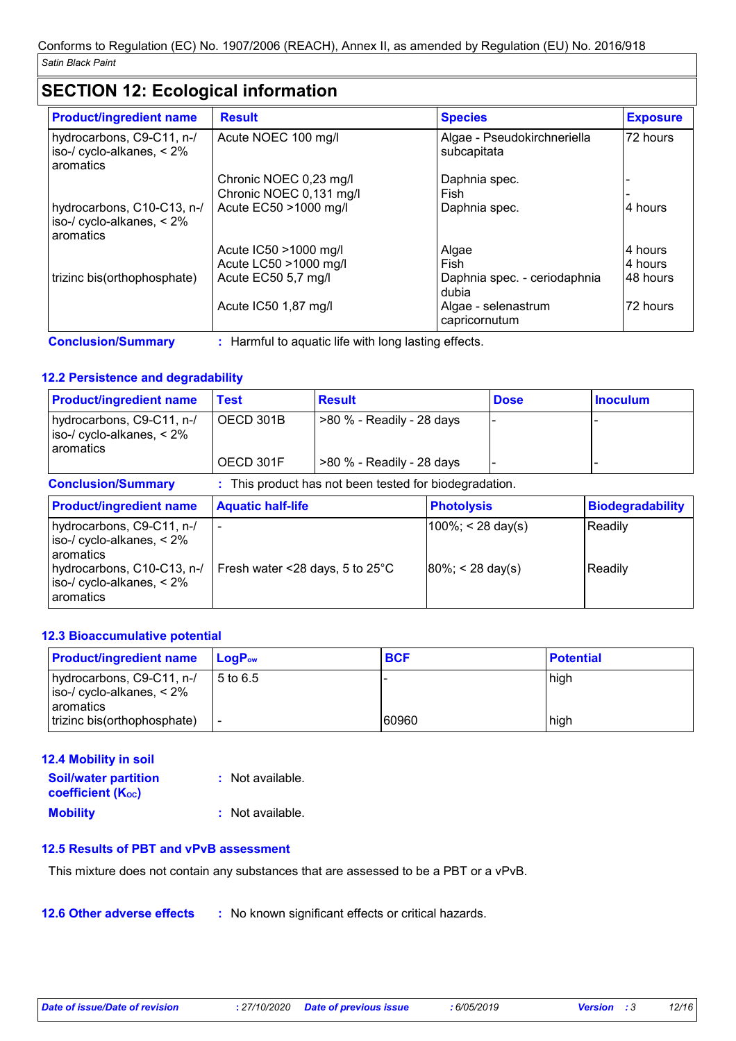## SECTION 12: Ecological information

| Product/ingredient name | Result | Species | Exposure |
|---|---|---|---|
| hydrocarbons, C9-C11, n-/ iso-/ cyclo-alkanes, < 2% aromatics | Acute NOEC 100 mg/l | Algae - Pseudokirchneriella subcapitata | 72 hours |
| | Chronic NOEC 0,23 mg/l | Daphnia spec. | - |
| | Chronic NOEC 0,131 mg/l | Fish | - |
| hydrocarbons, C10-C13, n-/ iso-/ cyclo-alkanes, < 2% aromatics | Acute EC50 >1000 mg/l | Daphnia spec. | 4 hours |
| | Acute IC50 >1000 mg/l | Algae | 4 hours |
| | Acute LC50 >1000 mg/l | Fish | 4 hours |
| trizinc bis(orthophosphate) | Acute EC50 5,7 mg/l | Daphnia spec. - ceriodaphnia dubia | 48 hours |
| | Acute IC50 1,87 mg/l | Algae - selenastrum capricornutum | 72 hours |

**Conclusion/Summary** : Harmful to aquatic life with long lasting effects.

### 12.2 Persistence and degradability

| Product/ingredient name | Test | Result | Dose | Inoculum |
|---|---|---|---|---|
| hydrocarbons, C9-C11, n-/ iso-/ cyclo-alkanes, < 2% aromatics | OECD 301B | >80 % - Readily - 28 days | - | - |
| | OECD 301F | >80 % - Readily - 28 days | - | - |

**Conclusion/Summary** : This product has not been tested for biodegradation.

| Product/ingredient name | Aquatic half-life | Photolysis | Biodegradability |
|---|---|---|---|
| hydrocarbons, C9-C11, n-/ iso-/ cyclo-alkanes, < 2% aromatics | - | 100%; < 28 day(s) | Readily |
| hydrocarbons, C10-C13, n-/ iso-/ cyclo-alkanes, < 2% aromatics | Fresh water <28 days, 5 to 25°C | 80%; < 28 day(s) | Readily |

### 12.3 Bioaccumulative potential

| Product/ingredient name | $LogP_{ow}$ | BCF | Potential |
|---|---|---|---|
| hydrocarbons, C9-C11, n-/ iso-/ cyclo-alkanes, < 2% aromatics | 5 to 6.5 | - | high |
| trizinc bis(orthophosphate) | - | 60960 | high |

### 12.4 Mobility in soil

**Soil/water partition coefficient ($K_{OC}$)** : Not available.

**Mobility** : Not available.

### 12.5 Results of PBT and vPvB assessment

This mixture does not contain any substances that are assessed to be a PBT or a vPvB.

### 12.6 Other adverse effects : No known significant effects or critical hazards.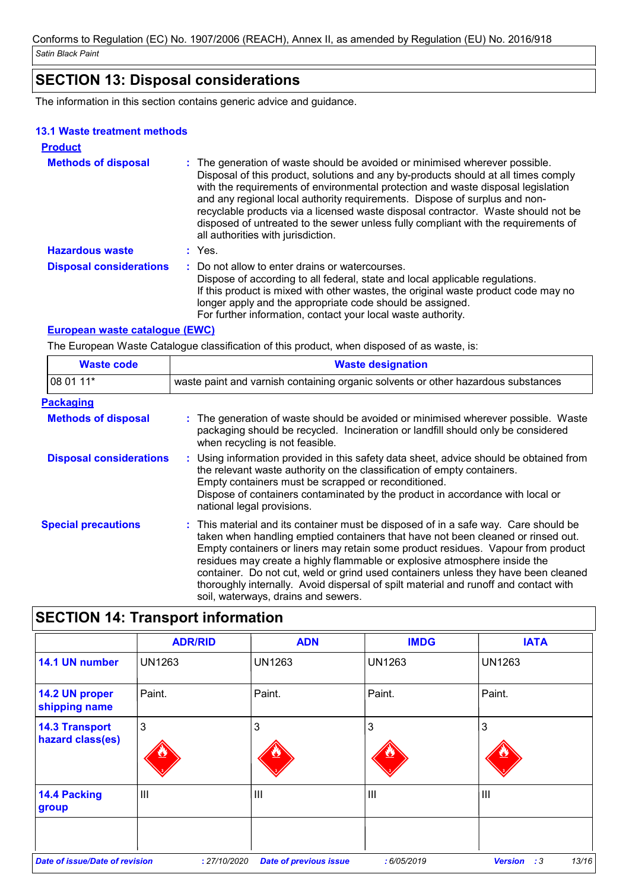## SECTION 13: Disposal considerations

The information in this section contains generic advice and guidance.

### 13.1 Waste treatment methods

**Product**

**Methods of disposal** : The generation of waste should be avoided or minimised wherever possible. Disposal of this product, solutions and any by-products should at all times comply with the requirements of environmental protection and waste disposal legislation and any regional local authority requirements. Dispose of surplus and non-recyclable products via a licensed waste disposal contractor. Waste should not be disposed of untreated to the sewer unless fully compliant with the requirements of all authorities with jurisdiction.

**Hazardous waste** : Yes.

**Disposal considerations** : Do not allow to enter drains or watercourses.
Dispose of according to all federal, state and local applicable regulations.
If this product is mixed with other wastes, the original waste product code may no longer apply and the appropriate code should be assigned.
For further information, contact your local waste authority.

**European waste catalogue (EWC)**

The European Waste Catalogue classification of this product, when disposed of as waste, is:

| Waste code | Waste designation |
|---|---|
| 08 01 11* | waste paint and varnish containing organic solvents or other hazardous substances |

**Packaging**

**Methods of disposal** : The generation of waste should be avoided or minimised wherever possible. Waste packaging should be recycled. Incineration or landfill should only be considered when recycling is not feasible.

**Disposal considerations** : Using information provided in this safety data sheet, advice should be obtained from the relevant waste authority on the classification of empty containers.
Empty containers must be scrapped or reconditioned.
Dispose of containers contaminated by the product in accordance with local or national legal provisions.

**Special precautions** : This material and its container must be disposed of in a safe way. Care should be taken when handling emptied containers that have not been cleaned or rinsed out. Empty containers or liners may retain some product residues. Vapour from product residues may create a highly flammable or explosive atmosphere inside the container. Do not cut, weld or grind used containers unless they have been cleaned thoroughly internally. Avoid dispersal of spilt material and runoff and contact with soil, waterways, drains and sewers.

## SECTION 14: Transport information

| | ADR/RID | ADN | IMDG | IATA |
|---|---|---|---|---|
| **14.1 UN number** | UN1263 | UN1263 | UN1263 | UN1263 |
| **14.2 UN proper shipping name** | Paint. | Paint. | Paint. | Paint. |
| **14.3 Transport hazard class(es)** | 3 | 3 | 3 | 3 |
| **14.4 Packing group** | III | III | III | III |
| | | | | |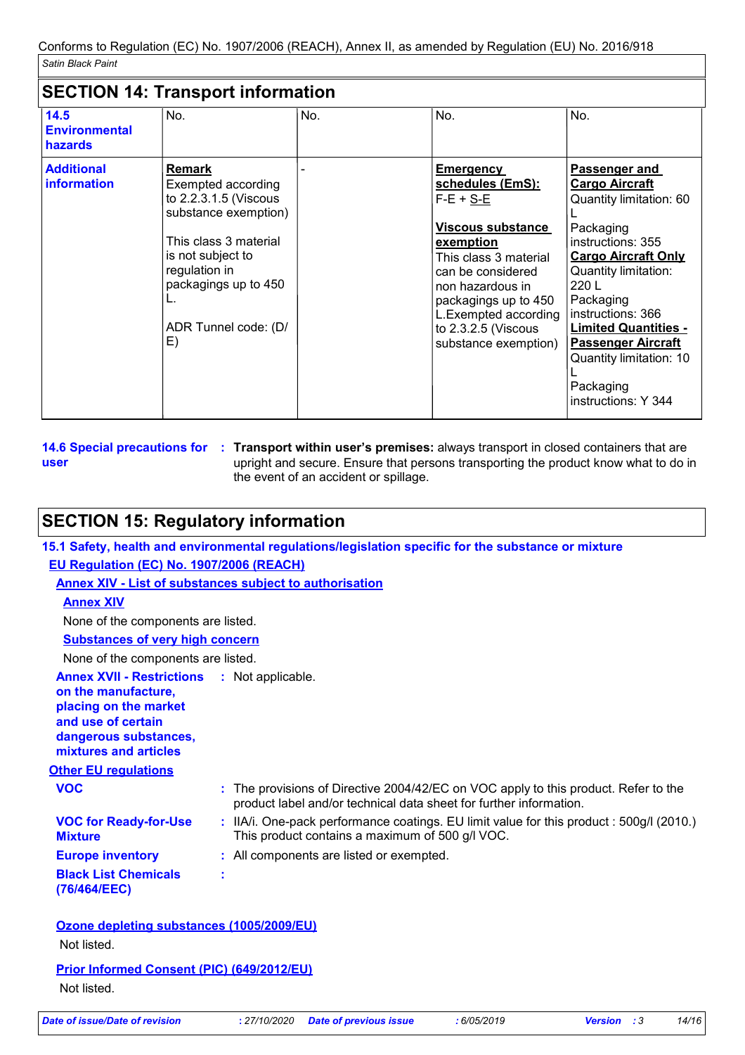Conforms to Regulation (EC) No. 1907/2006 (REACH), Annex II, as amended by Regulation (EU) No. 2016/918

*Satin Black Paint*

## SECTION 14: Transport information

| | | | | |
|---|---|---|---|---|
| **14.5 Environmental hazards** | No. | No. | No. | No. |
| **Additional information** | **Remark**<br>Exempted according to 2.2.3.1.5 (Viscous substance exemption)<br><br>This class 3 material is not subject to regulation in packagings up to 450 L.<br><br>ADR Tunnel code: (D/E) | - | **Emergency schedules (EmS):**<br>F-E + S-E<br><br>**Viscous substance exemption**<br>This class 3 material can be considered non hazardous in packagings up to 450 L.Exempted according to 2.3.2.5 (Viscous substance exemption) | **Passenger and Cargo Aircraft**<br>Quantity limitation: 60 L<br>Packaging instructions: 355<br>**Cargo Aircraft Only**<br>Quantity limitation: 220 L<br>Packaging instructions: 366<br>**Limited Quantities - Passenger Aircraft**<br>Quantity limitation: 10 L<br>Packaging instructions: Y 344 |

**14.6 Special precautions for user** : **Transport within user's premises:** always transport in closed containers that are upright and secure. Ensure that persons transporting the product know what to do in the event of an accident or spillage.

## SECTION 15: Regulatory information

### 15.1 Safety, health and environmental regulations/legislation specific for the substance or mixture

**EU Regulation (EC) No. 1907/2006 (REACH)**

**Annex XIV - List of substances subject to authorisation**

**Annex XIV**

None of the components are listed.

**Substances of very high concern**

None of the components are listed.

**Annex XVII - Restrictions on the manufacture, placing on the market and use of certain dangerous substances, mixtures and articles** : Not applicable.

**Other EU regulations**

**VOC** : The provisions of Directive 2004/42/EC on VOC apply to this product. Refer to the product label and/or technical data sheet for further information.

**VOC for Ready-for-Use Mixture** : IIA/i. One-pack performance coatings. EU limit value for this product : 500g/l (2010.) This product contains a maximum of 500 g/l VOC.

**Europe inventory** : All components are listed or exempted.

**Black List Chemicals (76/464/EEC)** :

**Ozone depleting substances (1005/2009/EU)**

Not listed.

**Prior Informed Consent (PIC) (649/2012/EU)**

Not listed.

*Date of issue/Date of revision* : 27/10/2020 *Date of previous issue* : 6/05/2019 *Version* : 3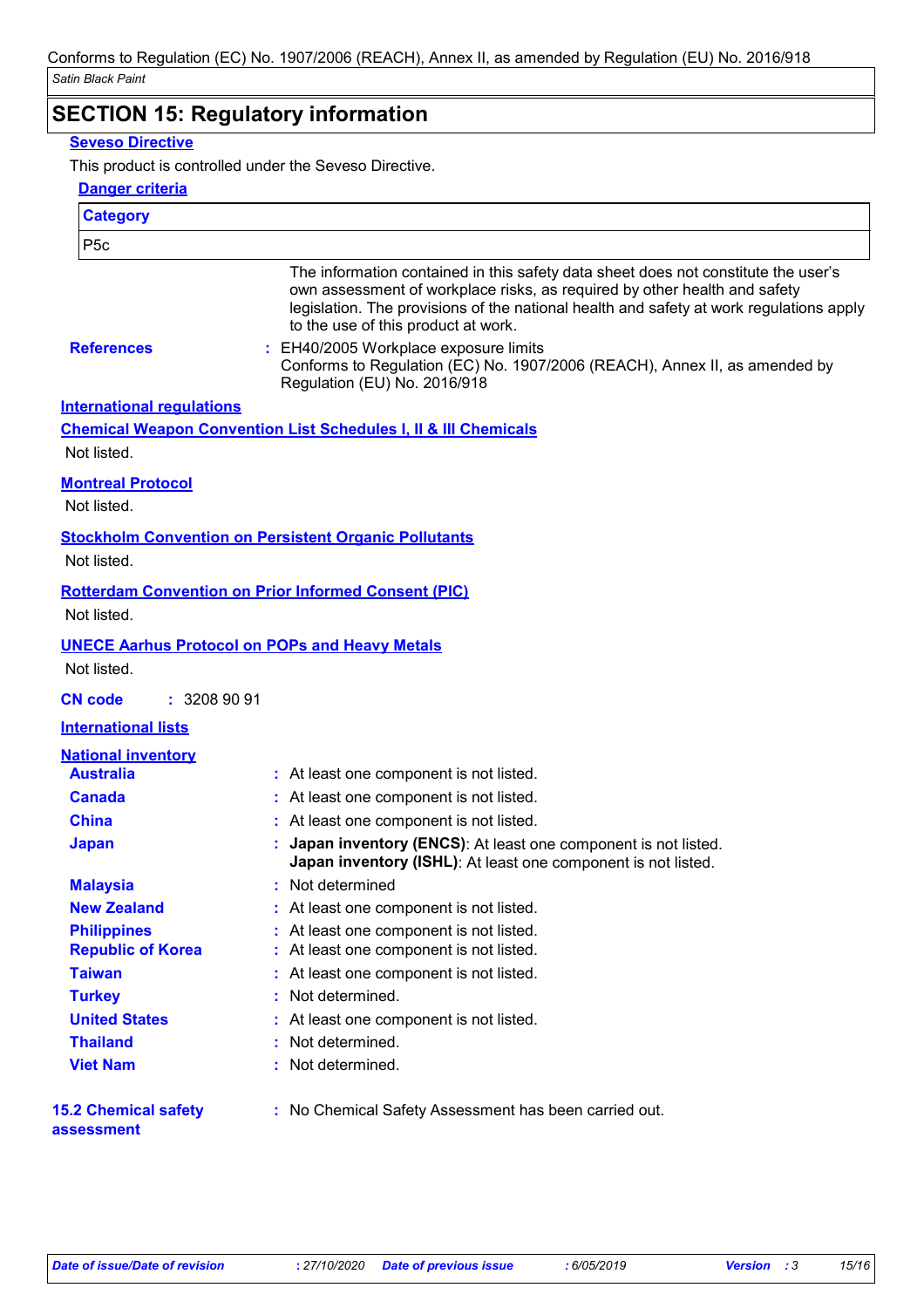## SECTION 15: Regulatory information

**Seveso Directive**

This product is controlled under the Seveso Directive.

**Danger criteria**

| Category |
| --- |
| P5c |

The information contained in this safety data sheet does not constitute the user's own assessment of workplace risks, as required by other health and safety legislation. The provisions of the national health and safety at work regulations apply to the use of this product at work.

**References** : EH40/2005 Workplace exposure limits
Conforms to Regulation (EC) No. 1907/2006 (REACH), Annex II, as amended by Regulation (EU) No. 2016/918

**International regulations**

**Chemical Weapon Convention List Schedules I, II & III Chemicals**

Not listed.

**Montreal Protocol**

Not listed.

**Stockholm Convention on Persistent Organic Pollutants**

Not listed.

**Rotterdam Convention on Prior Informed Consent (PIC)**

Not listed.

**UNECE Aarhus Protocol on POPs and Heavy Metals**

Not listed.

**CN code** : 3208 90 91

**International lists**

**National inventory**

**Australia** : At least one component is not listed.
**Canada** : At least one component is not listed.
**China** : At least one component is not listed.
**Japan** : **Japan inventory (ENCS)**: At least one component is not listed.
**Japan inventory (ISHL)**: At least one component is not listed.
**Malaysia** : Not determined
**New Zealand** : At least one component is not listed.
**Philippines** : At least one component is not listed.
**Republic of Korea** : At least one component is not listed.
**Taiwan** : At least one component is not listed.
**Turkey** : Not determined.
**United States** : At least one component is not listed.
**Thailand** : Not determined.
**Viet Nam** : Not determined.

**15.2 Chemical safety assessment** : No Chemical Safety Assessment has been carried out.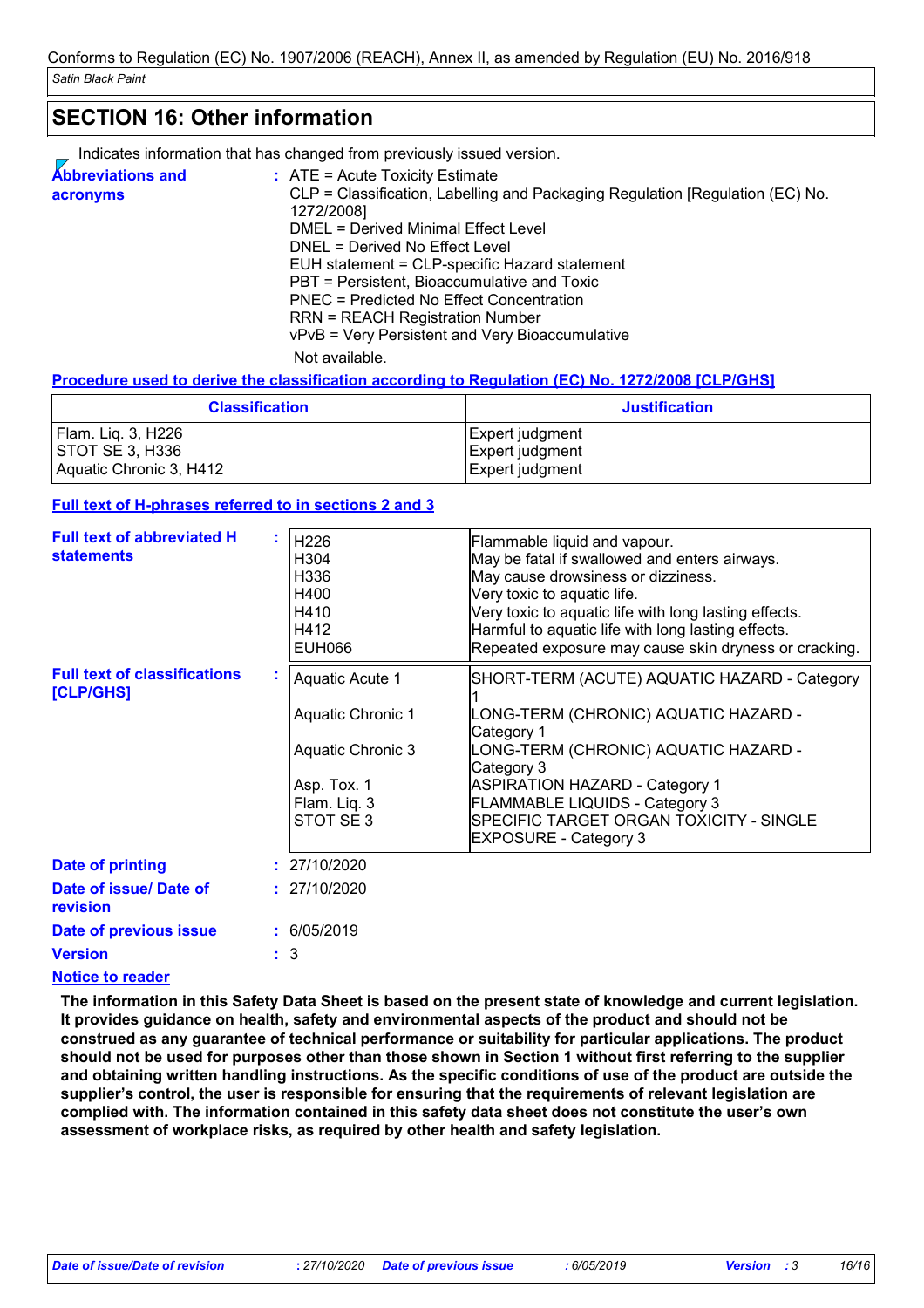## SECTION 16: Other information

Indicates information that has changed from previously issued version.

**Abbreviations and acronyms** : ATE = Acute Toxicity Estimate
CLP = Classification, Labelling and Packaging Regulation [Regulation (EC) No. 1272/2008]
DMEL = Derived Minimal Effect Level
DNEL = Derived No Effect Level
EUH statement = CLP-specific Hazard statement
PBT = Persistent, Bioaccumulative and Toxic
PNEC = Predicted No Effect Concentration
RRN = REACH Registration Number
vPvB = Very Persistent and Very Bioaccumulative

Not available.

**Procedure used to derive the classification according to Regulation (EC) No. 1272/2008 [CLP/GHS]**

| Classification | Justification |
|---|---|
| Flam. Liq. 3, H226 | Expert judgment |
| STOT SE 3, H336 | Expert judgment |
| Aquatic Chronic 3, H412 | Expert judgment |

**Full text of H-phrases referred to in sections 2 and 3**

**Full text of abbreviated H statements** :

| | |
|---|---|
| H226 | Flammable liquid and vapour. |
| H304 | May be fatal if swallowed and enters airways. |
| H336 | May cause drowsiness or dizziness. |
| H400 | Very toxic to aquatic life. |
| H410 | Very toxic to aquatic life with long lasting effects. |
| H412 | Harmful to aquatic life with long lasting effects. |
| EUH066 | Repeated exposure may cause skin dryness or cracking. |

**Full text of classifications [CLP/GHS]** :

| | |
|---|---|
| Aquatic Acute 1 | SHORT-TERM (ACUTE) AQUATIC HAZARD - Category 1 |
| Aquatic Chronic 1 | LONG-TERM (CHRONIC) AQUATIC HAZARD - Category 1 |
| Aquatic Chronic 3 | LONG-TERM (CHRONIC) AQUATIC HAZARD - Category 3 |
| Asp. Tox. 1 | ASPIRATION HAZARD - Category 1 |
| Flam. Liq. 3 | FLAMMABLE LIQUIDS - Category 3 |
| STOT SE 3 | SPECIFIC TARGET ORGAN TOXICITY - SINGLE EXPOSURE - Category 3 |

**Date of printing** : 27/10/2020

**Date of issue/ Date of revision** : 27/10/2020

**Date of previous issue** : 6/05/2019

**Version** : 3

**Notice to reader**

**The information in this Safety Data Sheet is based on the present state of knowledge and current legislation. It provides guidance on health, safety and environmental aspects of the product and should not be construed as any guarantee of technical performance or suitability for particular applications. The product should not be used for purposes other than those shown in Section 1 without first referring to the supplier and obtaining written handling instructions. As the specific conditions of use of the product are outside the supplier's control, the user is responsible for ensuring that the requirements of relevant legislation are complied with. The information contained in this safety data sheet does not constitute the user's own assessment of workplace risks, as required by other health and safety legislation.**